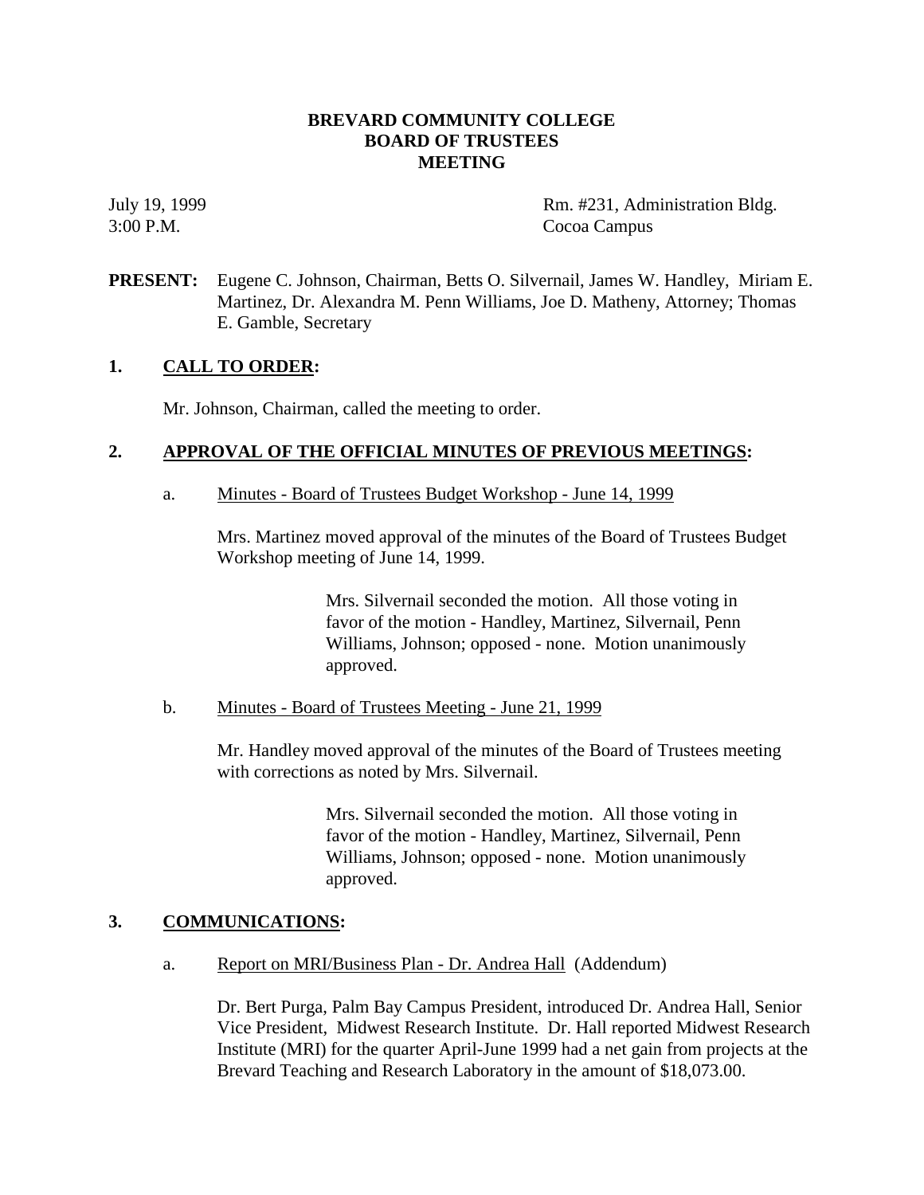# BREVARD COMMUNITY COLLEGE
# BOARD OF TRUSTEES
# MEETING

July 19, 1999
3:00 P.M.

Rm. #231, Administration Bldg.
Cocoa Campus

**PRESENT:** Eugene C. Johnson, Chairman, Betts O. Silvernail, James W. Handley, Miriam E. Martinez, Dr. Alexandra M. Penn Williams, Joe D. Matheny, Attorney; Thomas E. Gamble, Secretary

## 1. CALL TO ORDER:

Mr. Johnson, Chairman, called the meeting to order.

## 2. APPROVAL OF THE OFFICIAL MINUTES OF PREVIOUS MEETINGS:

a. Minutes - Board of Trustees Budget Workshop - June 14, 1999

Mrs. Martinez moved approval of the minutes of the Board of Trustees Budget Workshop meeting of June 14, 1999.

> Mrs. Silvernail seconded the motion. All those voting in favor of the motion - Handley, Martinez, Silvernail, Penn Williams, Johnson; opposed - none. Motion unanimously approved.

b. Minutes - Board of Trustees Meeting - June 21, 1999

Mr. Handley moved approval of the minutes of the Board of Trustees meeting with corrections as noted by Mrs. Silvernail.

> Mrs. Silvernail seconded the motion. All those voting in favor of the motion - Handley, Martinez, Silvernail, Penn Williams, Johnson; opposed - none. Motion unanimously approved.

## 3. COMMUNICATIONS:

a. Report on MRI/Business Plan - Dr. Andrea Hall (Addendum)

Dr. Bert Purga, Palm Bay Campus President, introduced Dr. Andrea Hall, Senior Vice President, Midwest Research Institute. Dr. Hall reported Midwest Research Institute (MRI) for the quarter April-June 1999 had a net gain from projects at the Brevard Teaching and Research Laboratory in the amount of $18,073.00.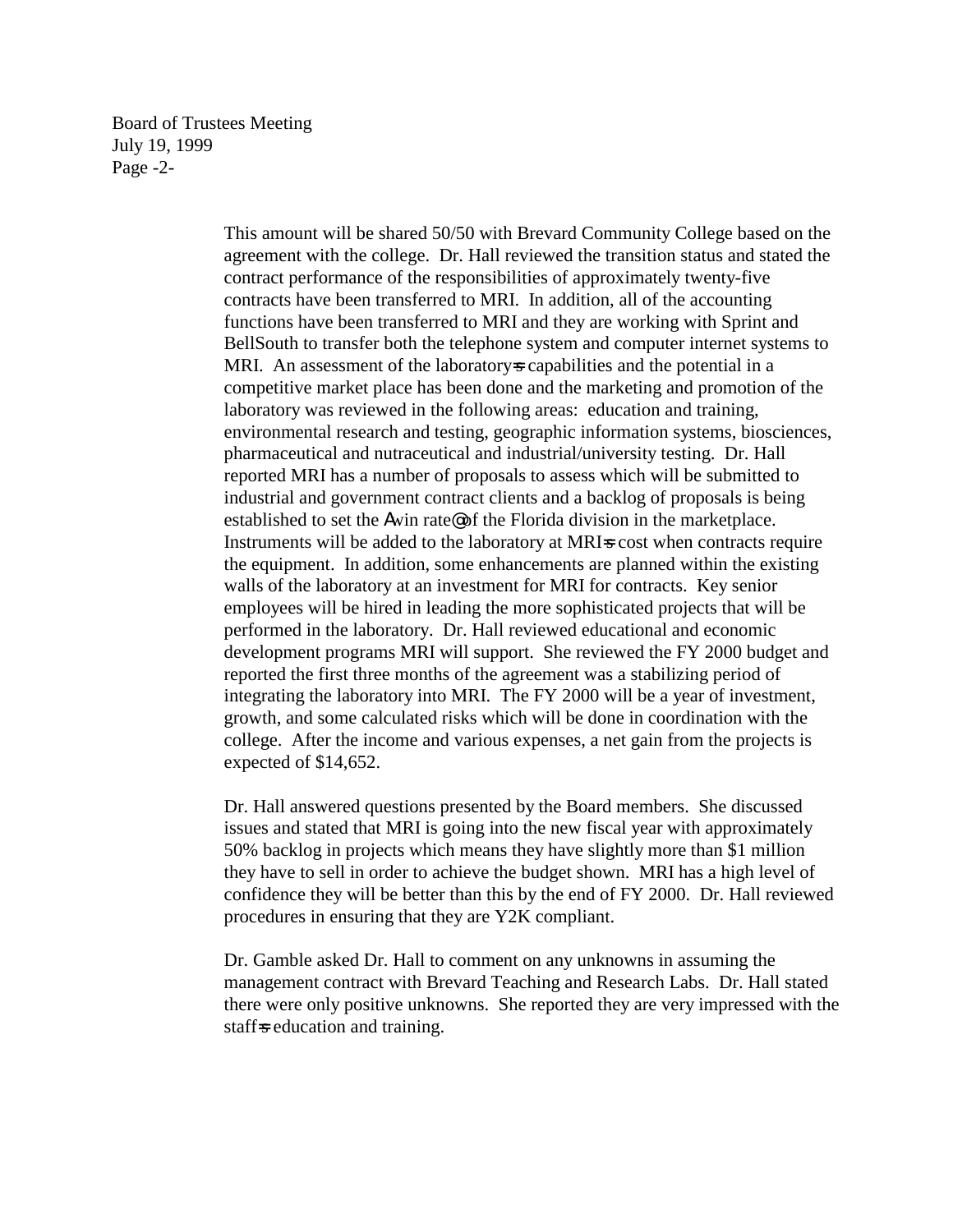This amount will be shared 50/50 with Brevard Community College based on the agreement with the college. Dr. Hall reviewed the transition status and stated the contract performance of the responsibilities of approximately twenty-five contracts have been transferred to MRI. In addition, all of the accounting functions have been transferred to MRI and they are working with Sprint and BellSouth to transfer both the telephone system and computer internet systems to MRI. An assessment of the laboratory=s capabilities and the potential in a competitive market place has been done and the marketing and promotion of the laboratory was reviewed in the following areas: education and training, environmental research and testing, geographic information systems, biosciences, pharmaceutical and nutraceutical and industrial/university testing. Dr. Hall reported MRI has a number of proposals to assess which will be submitted to industrial and government contract clients and a backlog of proposals is being established to set the Awin rate@ of the Florida division in the marketplace. Instruments will be added to the laboratory at MRI=s cost when contracts require the equipment. In addition, some enhancements are planned within the existing walls of the laboratory at an investment for MRI for contracts. Key senior employees will be hired in leading the more sophisticated projects that will be performed in the laboratory. Dr. Hall reviewed educational and economic development programs MRI will support. She reviewed the FY 2000 budget and reported the first three months of the agreement was a stabilizing period of integrating the laboratory into MRI. The FY 2000 will be a year of investment, growth, and some calculated risks which will be done in coordination with the college. After the income and various expenses, a net gain from the projects is expected of $14,652.

Dr. Hall answered questions presented by the Board members. She discussed issues and stated that MRI is going into the new fiscal year with approximately 50% backlog in projects which means they have slightly more than $1 million they have to sell in order to achieve the budget shown. MRI has a high level of confidence they will be better than this by the end of FY 2000. Dr. Hall reviewed procedures in ensuring that they are Y2K compliant.

Dr. Gamble asked Dr. Hall to comment on any unknowns in assuming the management contract with Brevard Teaching and Research Labs. Dr. Hall stated there were only positive unknowns. She reported they are very impressed with the staff=s education and training.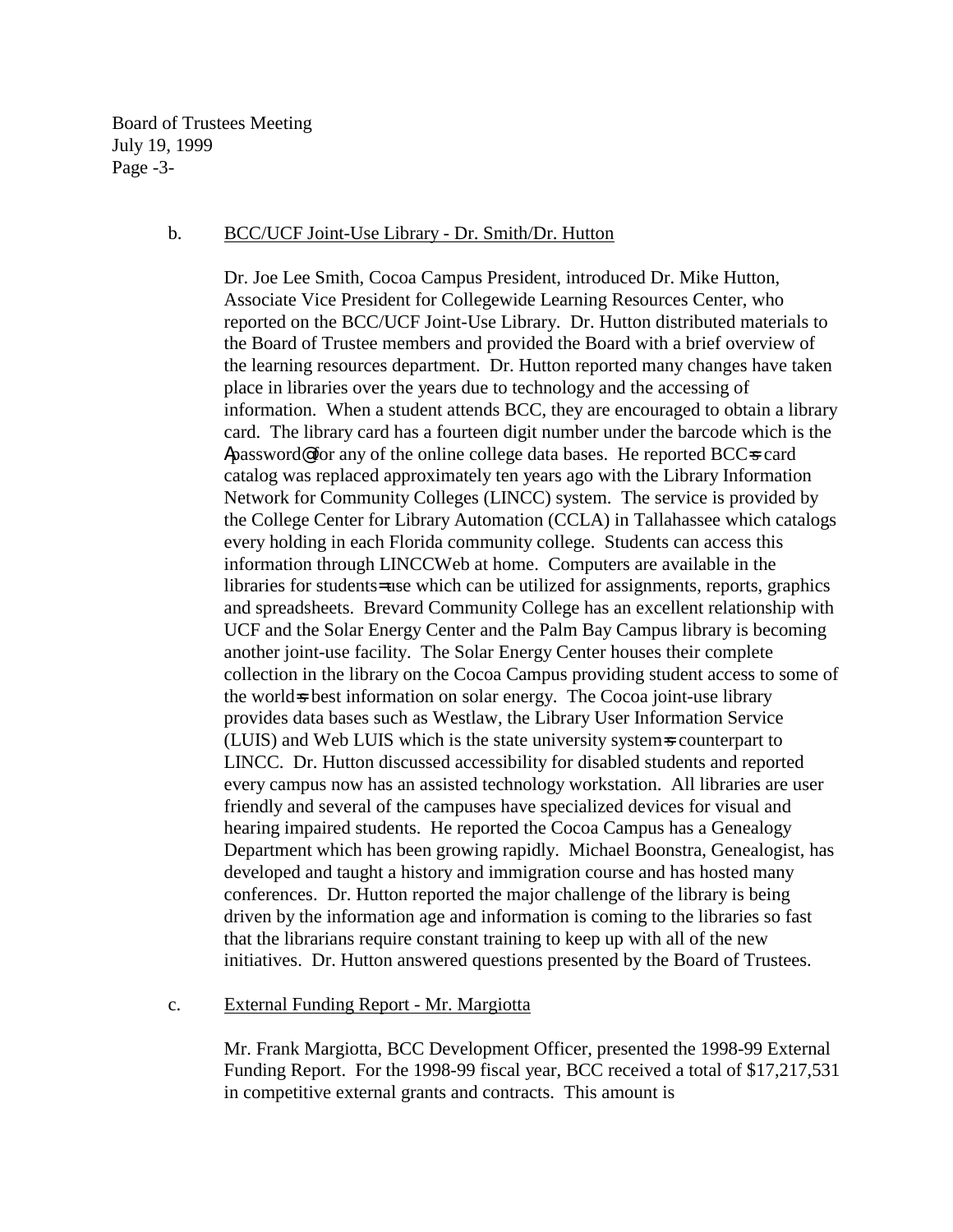b. BCC/UCF Joint-Use Library - Dr. Smith/Dr. Hutton

Dr. Joe Lee Smith, Cocoa Campus President, introduced Dr. Mike Hutton, Associate Vice President for Collegewide Learning Resources Center, who reported on the BCC/UCF Joint-Use Library. Dr. Hutton distributed materials to the Board of Trustee members and provided the Board with a brief overview of the learning resources department. Dr. Hutton reported many changes have taken place in libraries over the years due to technology and the accessing of information. When a student attends BCC, they are encouraged to obtain a library card. The library card has a fourteen digit number under the barcode which is the Apassword@ for any of the online college data bases. He reported BCC=s card catalog was replaced approximately ten years ago with the Library Information Network for Community Colleges (LINCC) system. The service is provided by the College Center for Library Automation (CCLA) in Tallahassee which catalogs every holding in each Florida community college. Students can access this information through LINCCWeb at home. Computers are available in the libraries for students= use which can be utilized for assignments, reports, graphics and spreadsheets. Brevard Community College has an excellent relationship with UCF and the Solar Energy Center and the Palm Bay Campus library is becoming another joint-use facility. The Solar Energy Center houses their complete collection in the library on the Cocoa Campus providing student access to some of the world=s best information on solar energy. The Cocoa joint-use library provides data bases such as Westlaw, the Library User Information Service (LUIS) and Web LUIS which is the state university system=s counterpart to LINCC. Dr. Hutton discussed accessibility for disabled students and reported every campus now has an assisted technology workstation. All libraries are user friendly and several of the campuses have specialized devices for visual and hearing impaired students. He reported the Cocoa Campus has a Genealogy Department which has been growing rapidly. Michael Boonstra, Genealogist, has developed and taught a history and immigration course and has hosted many conferences. Dr. Hutton reported the major challenge of the library is being driven by the information age and information is coming to the libraries so fast that the librarians require constant training to keep up with all of the new initiatives. Dr. Hutton answered questions presented by the Board of Trustees.

c. External Funding Report - Mr. Margiotta

Mr. Frank Margiotta, BCC Development Officer, presented the 1998-99 External Funding Report. For the 1998-99 fiscal year, BCC received a total of $17,217,531 in competitive external grants and contracts. This amount is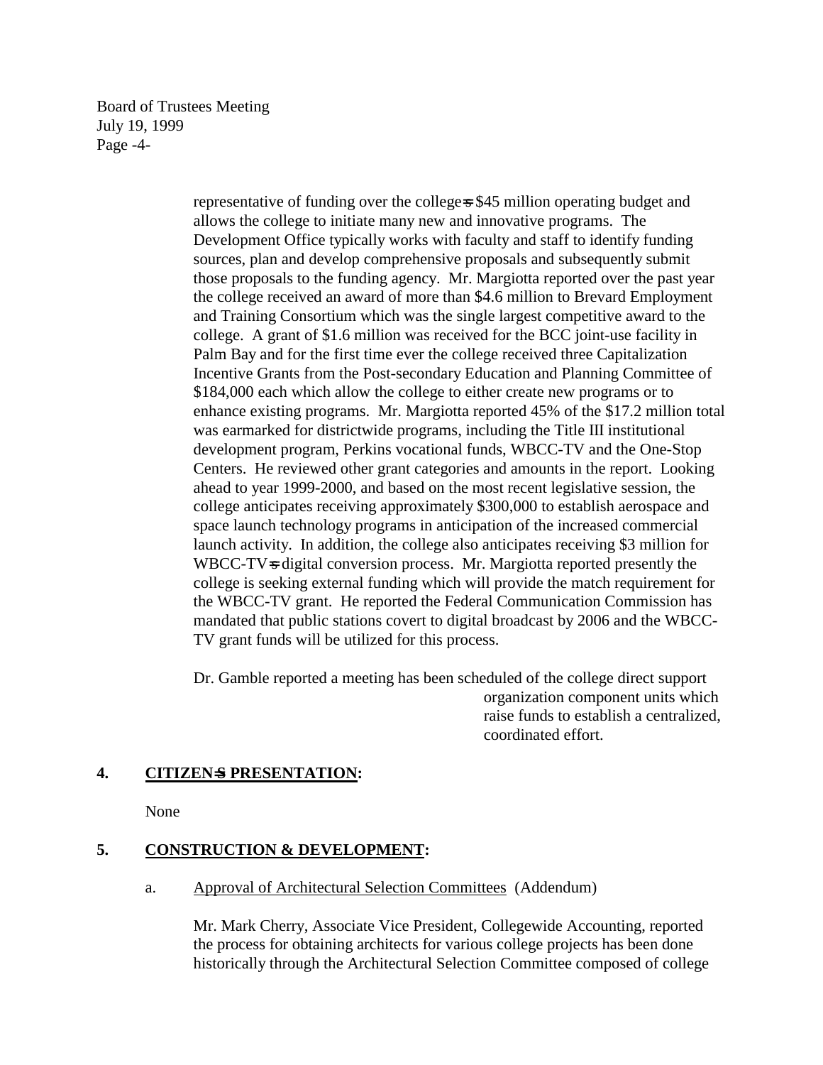representative of funding over the college=s $45 million operating budget and allows the college to initiate many new and innovative programs. The Development Office typically works with faculty and staff to identify funding sources, plan and develop comprehensive proposals and subsequently submit those proposals to the funding agency. Mr. Margiotta reported over the past year the college received an award of more than $4.6 million to Brevard Employment and Training Consortium which was the single largest competitive award to the college. A grant of $1.6 million was received for the BCC joint-use facility in Palm Bay and for the first time ever the college received three Capitalization Incentive Grants from the Post-secondary Education and Planning Committee of $184,000 each which allow the college to either create new programs or to enhance existing programs. Mr. Margiotta reported 45% of the $17.2 million total was earmarked for districtwide programs, including the Title III institutional development program, Perkins vocational funds, WBCC-TV and the One-Stop Centers. He reviewed other grant categories and amounts in the report. Looking ahead to year 1999-2000, and based on the most recent legislative session, the college anticipates receiving approximately $300,000 to establish aerospace and space launch technology programs in anticipation of the increased commercial launch activity. In addition, the college also anticipates receiving $3 million for WBCC-TV=s digital conversion process. Mr. Margiotta reported presently the college is seeking external funding which will provide the match requirement for the WBCC-TV grant. He reported the Federal Communication Commission has mandated that public stations covert to digital broadcast by 2006 and the WBCC-TV grant funds will be utilized for this process.

Dr. Gamble reported a meeting has been scheduled of the college direct support organization component units which raise funds to establish a centralized, coordinated effort.

## 4. CITIZEN=S PRESENTATION:

None

## 5. CONSTRUCTION & DEVELOPMENT:

a. Approval of Architectural Selection Committees (Addendum)

Mr. Mark Cherry, Associate Vice President, Collegewide Accounting, reported the process for obtaining architects for various college projects has been done historically through the Architectural Selection Committee composed of college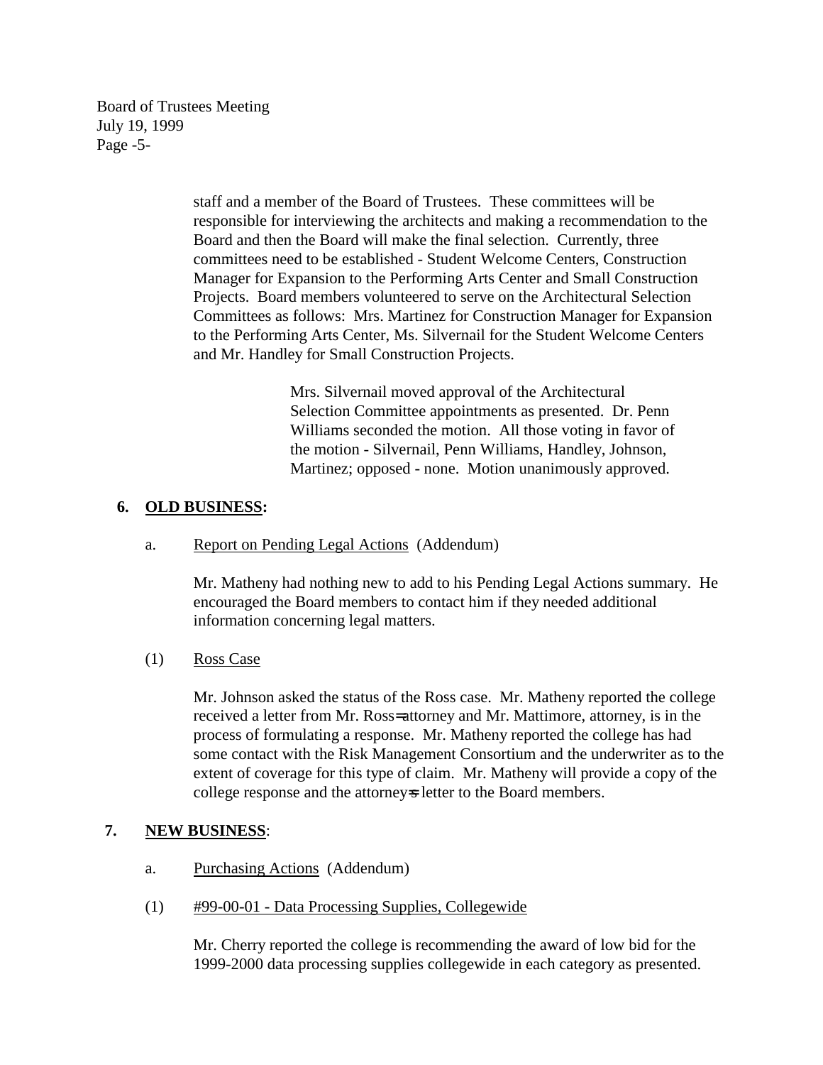staff and a member of the Board of Trustees. These committees will be responsible for interviewing the architects and making a recommendation to the Board and then the Board will make the final selection. Currently, three committees need to be established - Student Welcome Centers, Construction Manager for Expansion to the Performing Arts Center and Small Construction Projects. Board members volunteered to serve on the Architectural Selection Committees as follows: Mrs. Martinez for Construction Manager for Expansion to the Performing Arts Center, Ms. Silvernail for the Student Welcome Centers and Mr. Handley for Small Construction Projects.

> Mrs. Silvernail moved approval of the Architectural Selection Committee appointments as presented. Dr. Penn Williams seconded the motion. All those voting in favor of the motion - Silvernail, Penn Williams, Handley, Johnson, Martinez; opposed - none. Motion unanimously approved.

**6. OLD BUSINESS:**

a. Report on Pending Legal Actions (Addendum)

Mr. Matheny had nothing new to add to his Pending Legal Actions summary. He encouraged the Board members to contact him if they needed additional information concerning legal matters.

(1) Ross Case

Mr. Johnson asked the status of the Ross case. Mr. Matheny reported the college received a letter from Mr. Ross= attorney and Mr. Mattimore, attorney, is in the process of formulating a response. Mr. Matheny reported the college has had some contact with the Risk Management Consortium and the underwriter as to the extent of coverage for this type of claim. Mr. Matheny will provide a copy of the college response and the attorney=s letter to the Board members.

**7. NEW BUSINESS:**

a. Purchasing Actions (Addendum)

(1) #99-00-01 - Data Processing Supplies, Collegewide

Mr. Cherry reported the college is recommending the award of low bid for the 1999-2000 data processing supplies collegewide in each category as presented.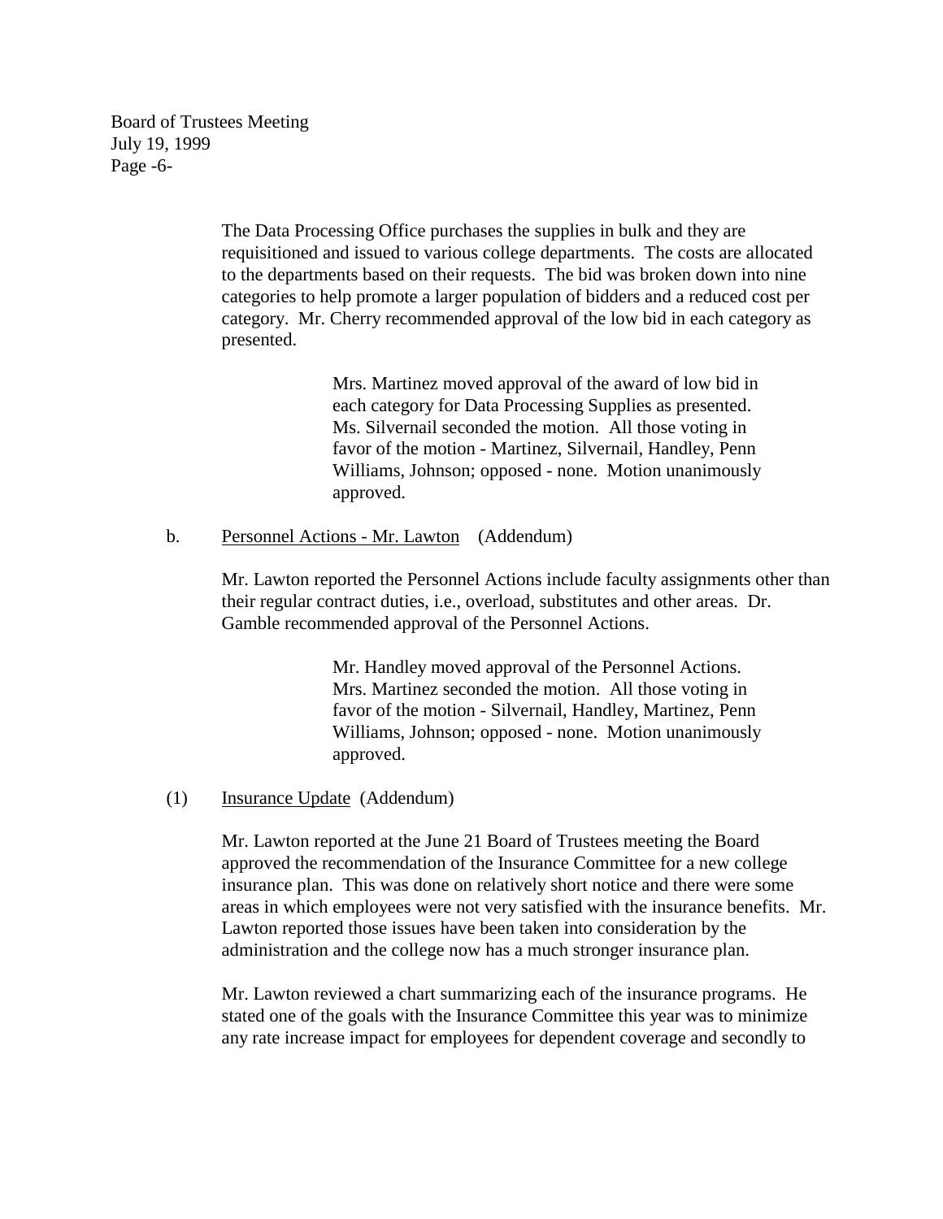The Data Processing Office purchases the supplies in bulk and they are requisitioned and issued to various college departments. The costs are allocated to the departments based on their requests. The bid was broken down into nine categories to help promote a larger population of bidders and a reduced cost per category. Mr. Cherry recommended approval of the low bid in each category as presented.

> Mrs. Martinez moved approval of the award of low bid in each category for Data Processing Supplies as presented. Ms. Silvernail seconded the motion. All those voting in favor of the motion - Martinez, Silvernail, Handley, Penn Williams, Johnson; opposed - none. Motion unanimously approved.

b. <u>Personnel Actions - Mr. Lawton</u> (Addendum)

Mr. Lawton reported the Personnel Actions include faculty assignments other than their regular contract duties, i.e., overload, substitutes and other areas. Dr. Gamble recommended approval of the Personnel Actions.

> Mr. Handley moved approval of the Personnel Actions. Mrs. Martinez seconded the motion. All those voting in favor of the motion - Silvernail, Handley, Martinez, Penn Williams, Johnson; opposed - none. Motion unanimously approved.

(1) <u>Insurance Update</u> (Addendum)

Mr. Lawton reported at the June 21 Board of Trustees meeting the Board approved the recommendation of the Insurance Committee for a new college insurance plan. This was done on relatively short notice and there were some areas in which employees were not very satisfied with the insurance benefits. Mr. Lawton reported those issues have been taken into consideration by the administration and the college now has a much stronger insurance plan.

Mr. Lawton reviewed a chart summarizing each of the insurance programs. He stated one of the goals with the Insurance Committee this year was to minimize any rate increase impact for employees for dependent coverage and secondly to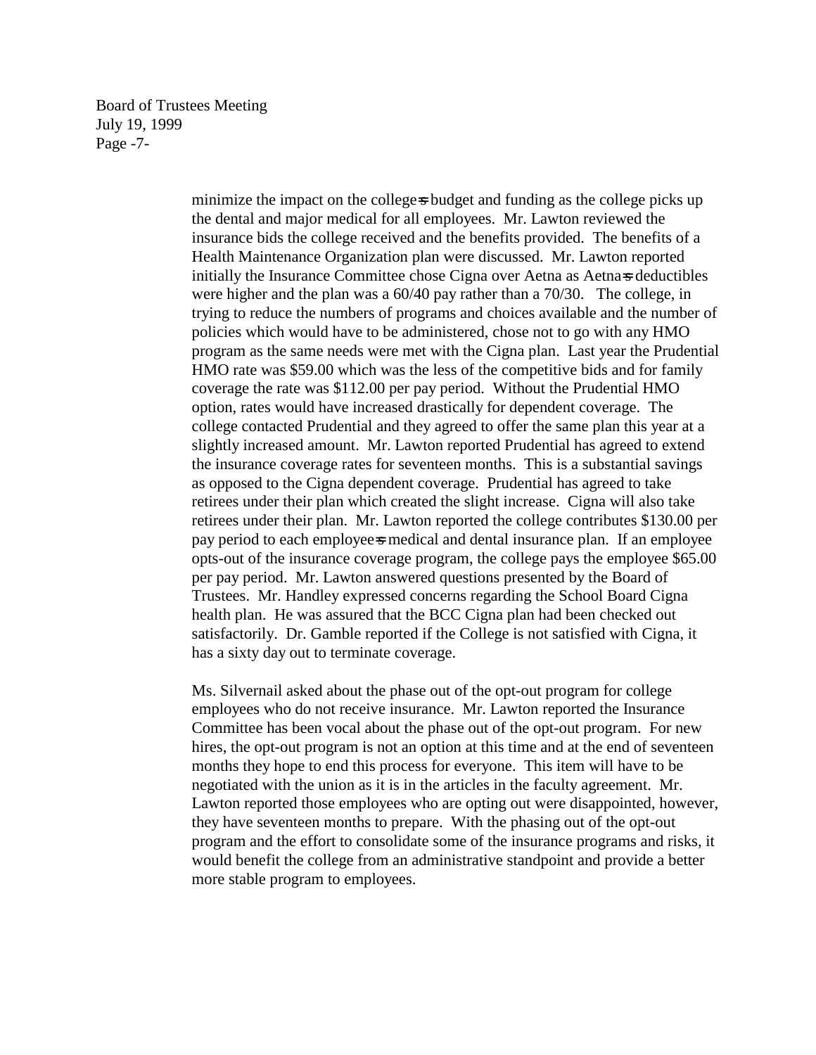minimize the impact on the college=s budget and funding as the college picks up the dental and major medical for all employees. Mr. Lawton reviewed the insurance bids the college received and the benefits provided. The benefits of a Health Maintenance Organization plan were discussed. Mr. Lawton reported initially the Insurance Committee chose Cigna over Aetna as Aetna=s deductibles were higher and the plan was a 60/40 pay rather than a 70/30. The college, in trying to reduce the numbers of programs and choices available and the number of policies which would have to be administered, chose not to go with any HMO program as the same needs were met with the Cigna plan. Last year the Prudential HMO rate was $59.00 which was the less of the competitive bids and for family coverage the rate was $112.00 per pay period. Without the Prudential HMO option, rates would have increased drastically for dependent coverage. The college contacted Prudential and they agreed to offer the same plan this year at a slightly increased amount. Mr. Lawton reported Prudential has agreed to extend the insurance coverage rates for seventeen months. This is a substantial savings as opposed to the Cigna dependent coverage. Prudential has agreed to take retirees under their plan which created the slight increase. Cigna will also take retirees under their plan. Mr. Lawton reported the college contributes $130.00 per pay period to each employee=s medical and dental insurance plan. If an employee opts-out of the insurance coverage program, the college pays the employee $65.00 per pay period. Mr. Lawton answered questions presented by the Board of Trustees. Mr. Handley expressed concerns regarding the School Board Cigna health plan. He was assured that the BCC Cigna plan had been checked out satisfactorily. Dr. Gamble reported if the College is not satisfied with Cigna, it has a sixty day out to terminate coverage.

Ms. Silvernail asked about the phase out of the opt-out program for college employees who do not receive insurance. Mr. Lawton reported the Insurance Committee has been vocal about the phase out of the opt-out program. For new hires, the opt-out program is not an option at this time and at the end of seventeen months they hope to end this process for everyone. This item will have to be negotiated with the union as it is in the articles in the faculty agreement. Mr. Lawton reported those employees who are opting out were disappointed, however, they have seventeen months to prepare. With the phasing out of the opt-out program and the effort to consolidate some of the insurance programs and risks, it would benefit the college from an administrative standpoint and provide a better more stable program to employees.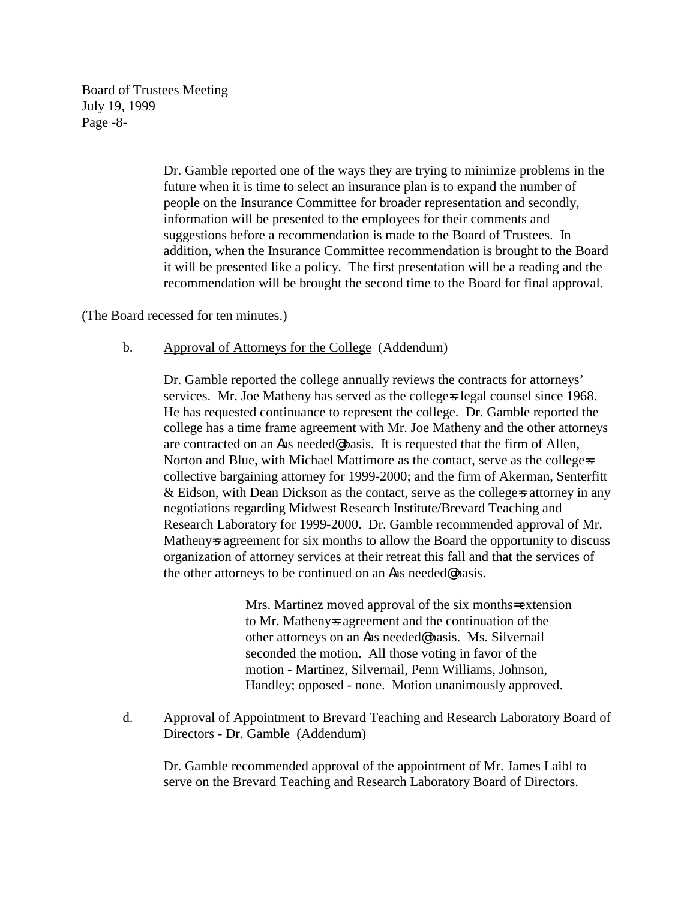Dr. Gamble reported one of the ways they are trying to minimize problems in the future when it is time to select an insurance plan is to expand the number of people on the Insurance Committee for broader representation and secondly, information will be presented to the employees for their comments and suggestions before a recommendation is made to the Board of Trustees. In addition, when the Insurance Committee recommendation is brought to the Board it will be presented like a policy. The first presentation will be a reading and the recommendation will be brought the second time to the Board for final approval.

(The Board recessed for ten minutes.)

b. Approval of Attorneys for the College (Addendum)

Dr. Gamble reported the college annually reviews the contracts for attorneys' services. Mr. Joe Matheny has served as the college=s legal counsel since 1968. He has requested continuance to represent the college. Dr. Gamble reported the college has a time frame agreement with Mr. Joe Matheny and the other attorneys are contracted on an Aas needed@ basis. It is requested that the firm of Allen, Norton and Blue, with Michael Mattimore as the contact, serve as the college=s collective bargaining attorney for 1999-2000; and the firm of Akerman, Senterfitt & Eidson, with Dean Dickson as the contact, serve as the college=s attorney in any negotiations regarding Midwest Research Institute/Brevard Teaching and Research Laboratory for 1999-2000. Dr. Gamble recommended approval of Mr. Matheny=s agreement for six months to allow the Board the opportunity to discuss organization of attorney services at their retreat this fall and that the services of the other attorneys to be continued on an Aas needed@ basis.

> Mrs. Martinez moved approval of the six months= extension to Mr. Matheny=s agreement and the continuation of the other attorneys on an Aas needed@ basis. Ms. Silvernail seconded the motion. All those voting in favor of the motion - Martinez, Silvernail, Penn Williams, Johnson, Handley; opposed - none. Motion unanimously approved.

d. Approval of Appointment to Brevard Teaching and Research Laboratory Board of Directors - Dr. Gamble (Addendum)

Dr. Gamble recommended approval of the appointment of Mr. James Laibl to serve on the Brevard Teaching and Research Laboratory Board of Directors.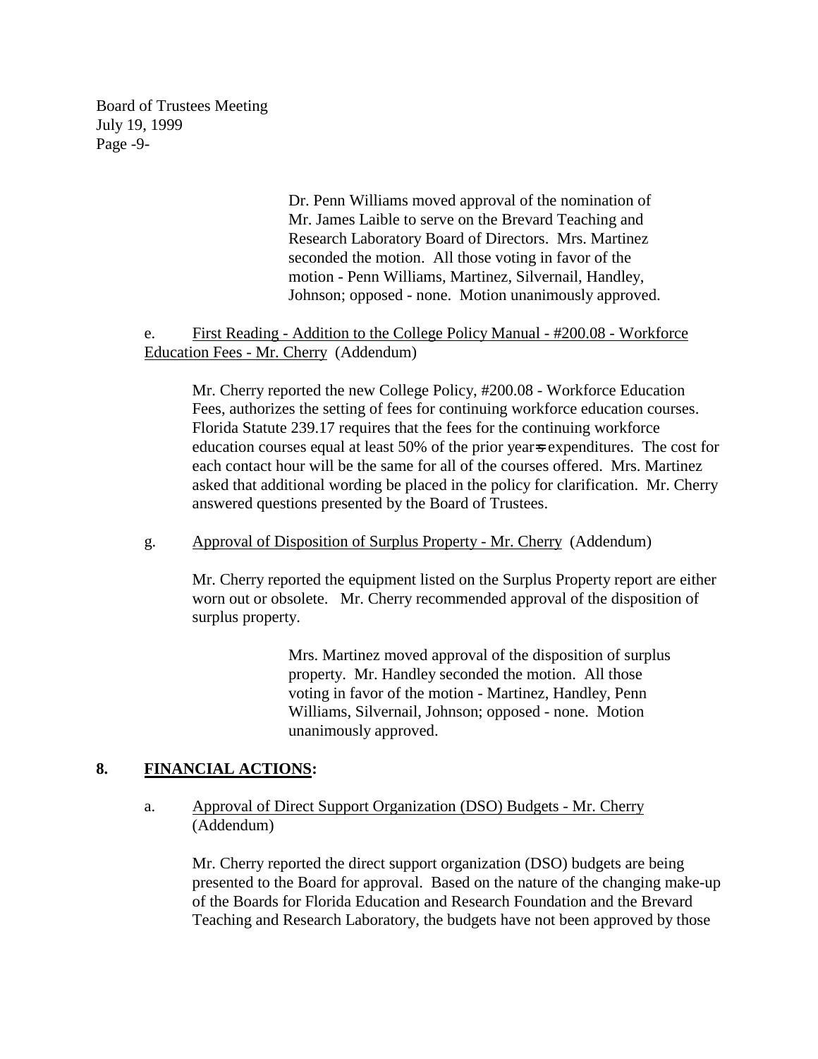Dr. Penn Williams moved approval of the nomination of Mr. James Laible to serve on the Brevard Teaching and Research Laboratory Board of Directors. Mrs. Martinez seconded the motion. All those voting in favor of the motion - Penn Williams, Martinez, Silvernail, Handley, Johnson; opposed - none. Motion unanimously approved.

e. First Reading - Addition to the College Policy Manual - #200.08 - Workforce Education Fees - Mr. Cherry (Addendum)

Mr. Cherry reported the new College Policy, #200.08 - Workforce Education Fees, authorizes the setting of fees for continuing workforce education courses. Florida Statute 239.17 requires that the fees for the continuing workforce education courses equal at least 50% of the prior year=s expenditures. The cost for each contact hour will be the same for all of the courses offered. Mrs. Martinez asked that additional wording be placed in the policy for clarification. Mr. Cherry answered questions presented by the Board of Trustees.

g. Approval of Disposition of Surplus Property - Mr. Cherry (Addendum)

Mr. Cherry reported the equipment listed on the Surplus Property report are either worn out or obsolete. Mr. Cherry recommended approval of the disposition of surplus property.

Mrs. Martinez moved approval of the disposition of surplus property. Mr. Handley seconded the motion. All those voting in favor of the motion - Martinez, Handley, Penn Williams, Silvernail, Johnson; opposed - none. Motion unanimously approved.

## 8. FINANCIAL ACTIONS:

a. Approval of Direct Support Organization (DSO) Budgets - Mr. Cherry (Addendum)

Mr. Cherry reported the direct support organization (DSO) budgets are being presented to the Board for approval. Based on the nature of the changing make-up of the Boards for Florida Education and Research Foundation and the Brevard Teaching and Research Laboratory, the budgets have not been approved by those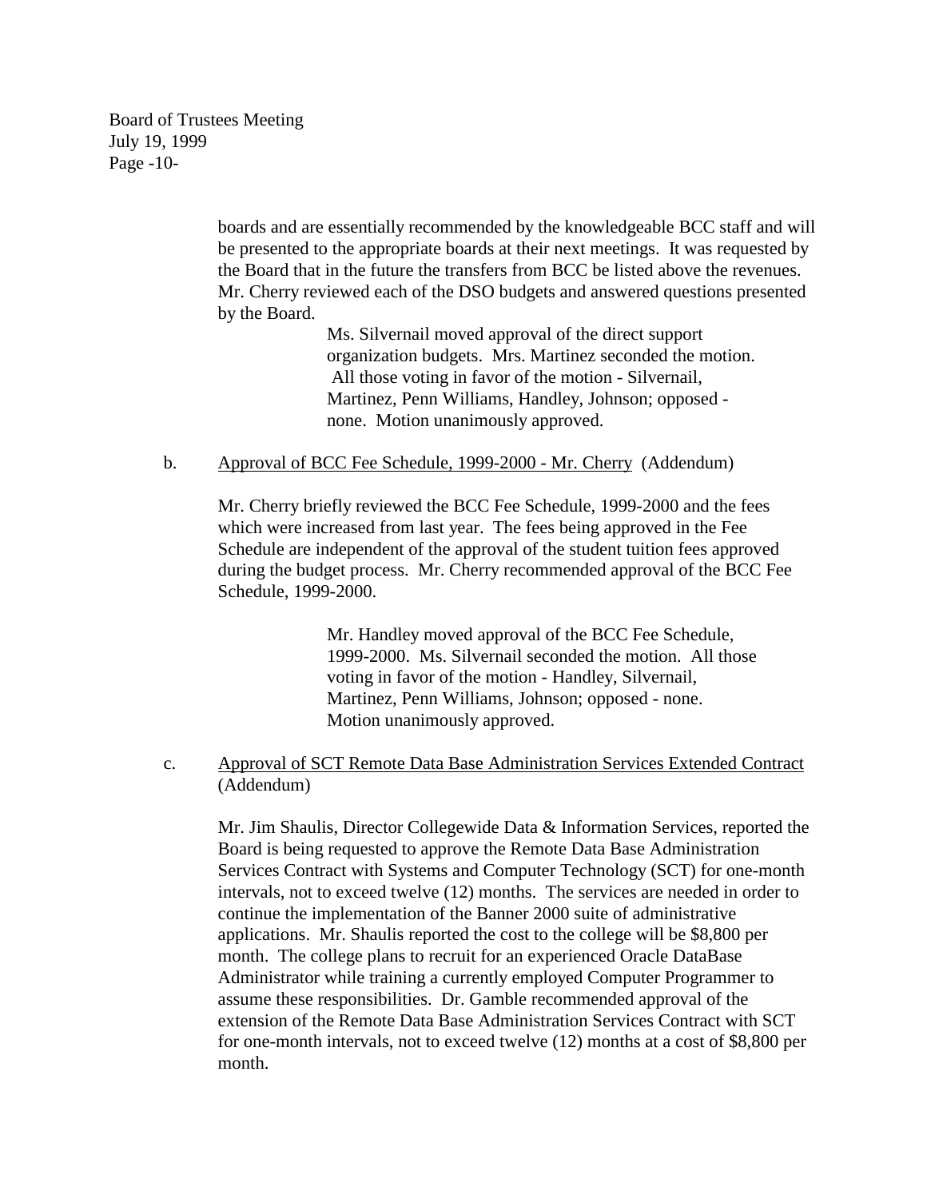boards and are essentially recommended by the knowledgeable BCC staff and will be presented to the appropriate boards at their next meetings. It was requested by the Board that in the future the transfers from BCC be listed above the revenues. Mr. Cherry reviewed each of the DSO budgets and answered questions presented by the Board.

> Ms. Silvernail moved approval of the direct support organization budgets. Mrs. Martinez seconded the motion. All those voting in favor of the motion - Silvernail, Martinez, Penn Williams, Handley, Johnson; opposed - none. Motion unanimously approved.

b. Approval of BCC Fee Schedule, 1999-2000 - Mr. Cherry (Addendum)

Mr. Cherry briefly reviewed the BCC Fee Schedule, 1999-2000 and the fees which were increased from last year. The fees being approved in the Fee Schedule are independent of the approval of the student tuition fees approved during the budget process. Mr. Cherry recommended approval of the BCC Fee Schedule, 1999-2000.

> Mr. Handley moved approval of the BCC Fee Schedule, 1999-2000. Ms. Silvernail seconded the motion. All those voting in favor of the motion - Handley, Silvernail, Martinez, Penn Williams, Johnson; opposed - none. Motion unanimously approved.

c. Approval of SCT Remote Data Base Administration Services Extended Contract (Addendum)

Mr. Jim Shaulis, Director Collegewide Data & Information Services, reported the Board is being requested to approve the Remote Data Base Administration Services Contract with Systems and Computer Technology (SCT) for one-month intervals, not to exceed twelve (12) months. The services are needed in order to continue the implementation of the Banner 2000 suite of administrative applications. Mr. Shaulis reported the cost to the college will be $8,800 per month. The college plans to recruit for an experienced Oracle DataBase Administrator while training a currently employed Computer Programmer to assume these responsibilities. Dr. Gamble recommended approval of the extension of the Remote Data Base Administration Services Contract with SCT for one-month intervals, not to exceed twelve (12) months at a cost of $8,800 per month.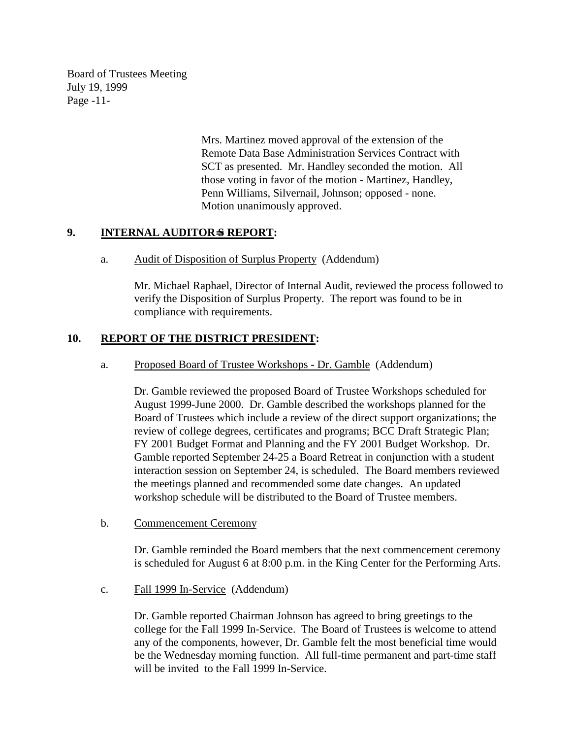Mrs. Martinez moved approval of the extension of the Remote Data Base Administration Services Contract with SCT as presented. Mr. Handley seconded the motion. All those voting in favor of the motion - Martinez, Handley, Penn Williams, Silvernail, Johnson; opposed - none. Motion unanimously approved.

## 9. **INTERNAL AUDITOR=S REPORT:**

a. Audit of Disposition of Surplus Property (Addendum)

Mr. Michael Raphael, Director of Internal Audit, reviewed the process followed to verify the Disposition of Surplus Property. The report was found to be in compliance with requirements.

## 10. **REPORT OF THE DISTRICT PRESIDENT:**

a. Proposed Board of Trustee Workshops - Dr. Gamble (Addendum)

Dr. Gamble reviewed the proposed Board of Trustee Workshops scheduled for August 1999-June 2000. Dr. Gamble described the workshops planned for the Board of Trustees which include a review of the direct support organizations; the review of college degrees, certificates and programs; BCC Draft Strategic Plan; FY 2001 Budget Format and Planning and the FY 2001 Budget Workshop. Dr. Gamble reported September 24-25 a Board Retreat in conjunction with a student interaction session on September 24, is scheduled. The Board members reviewed the meetings planned and recommended some date changes. An updated workshop schedule will be distributed to the Board of Trustee members.

b. Commencement Ceremony

Dr. Gamble reminded the Board members that the next commencement ceremony is scheduled for August 6 at 8:00 p.m. in the King Center for the Performing Arts.

c. Fall 1999 In-Service (Addendum)

Dr. Gamble reported Chairman Johnson has agreed to bring greetings to the college for the Fall 1999 In-Service. The Board of Trustees is welcome to attend any of the components, however, Dr. Gamble felt the most beneficial time would be the Wednesday morning function. All full-time permanent and part-time staff will be invited to the Fall 1999 In-Service.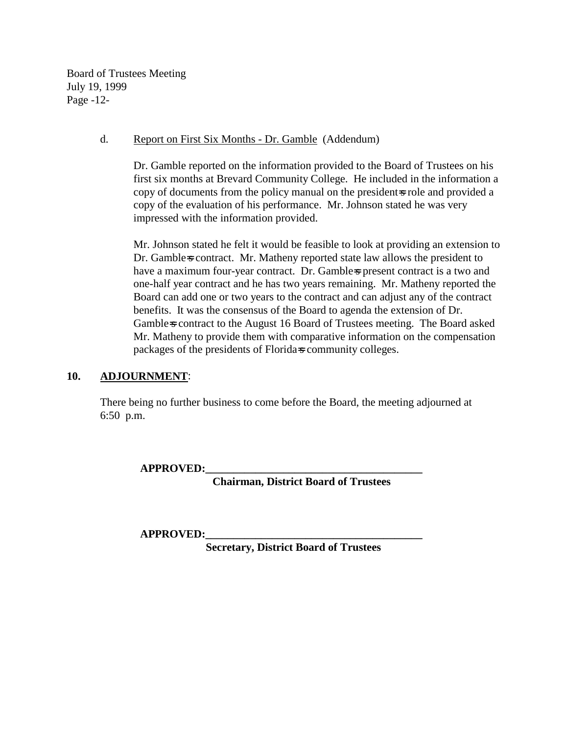d. Report on First Six Months - Dr. Gamble (Addendum)

Dr. Gamble reported on the information provided to the Board of Trustees on his first six months at Brevard Community College. He included in the information a copy of documents from the policy manual on the president=s role and provided a copy of the evaluation of his performance. Mr. Johnson stated he was very impressed with the information provided.

Mr. Johnson stated he felt it would be feasible to look at providing an extension to Dr. Gamble=s contract. Mr. Matheny reported state law allows the president to have a maximum four-year contract. Dr. Gamble=s present contract is a two and one-half year contract and he has two years remaining. Mr. Matheny reported the Board can add one or two years to the contract and can adjust any of the contract benefits. It was the consensus of the Board to agenda the extension of Dr. Gamble=s contract to the August 16 Board of Trustees meeting. The Board asked Mr. Matheny to provide them with comparative information on the compensation packages of the presidents of Florida=s community colleges.

**10. ADJOURNMENT**:

There being no further business to come before the Board, the meeting adjourned at 6:50 p.m.

**APPROVED:\_\_\_\_\_\_\_\_\_\_\_\_\_\_\_\_\_\_\_\_\_\_\_\_\_\_\_\_\_\_\_\_\_\_\_\_\_\_\_\_**
**Chairman, District Board of Trustees**

**APPROVED:\_\_\_\_\_\_\_\_\_\_\_\_\_\_\_\_\_\_\_\_\_\_\_\_\_\_\_\_\_\_\_\_\_\_\_\_\_\_\_\_**
**Secretary, District Board of Trustees**